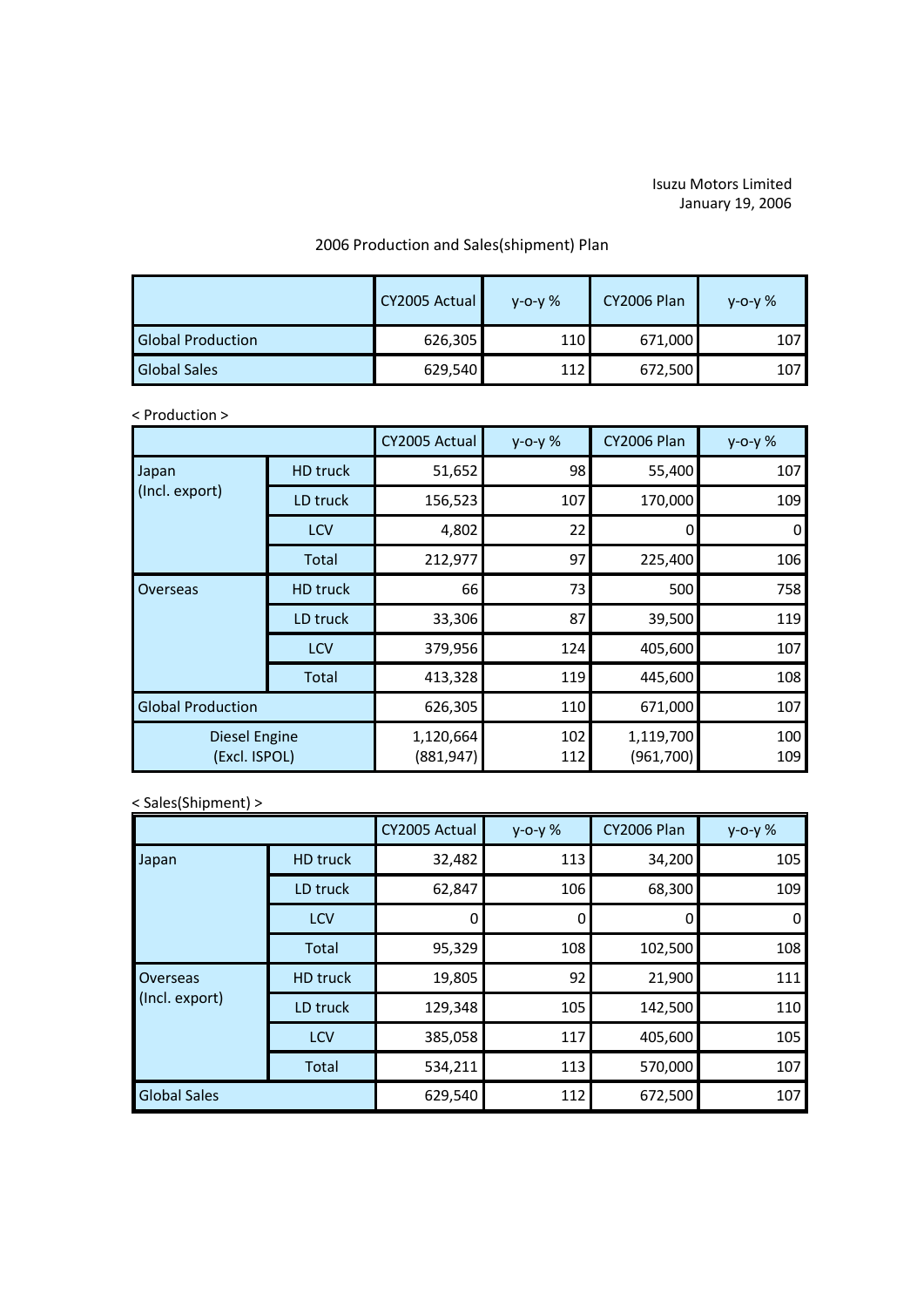Isuzu Motors Limited
January 19, 2006

# 2006 Production and Sales(shipment) Plan

| | CY2005 Actual | y-o-y % | CY2006 Plan | y-o-y % |
|---|---|---|---|---|
| Global Production | 626,305 | 110 | 671,000 | 107 |
| Global Sales | 629,540 | 112 | 672,500 | 107 |

< Production >

| | | CY2005 Actual | y-o-y % | CY2006 Plan | y-o-y % |
|---|---|---|---|---|---|
| Japan (Incl. export) | HD truck | 51,652 | 98 | 55,400 | 107 |
| | LD truck | 156,523 | 107 | 170,000 | 109 |
| | LCV | 4,802 | 22 | 0 | 0 |
| | Total | 212,977 | 97 | 225,400 | 106 |
| Overseas | HD truck | 66 | 73 | 500 | 758 |
| | LD truck | 33,306 | 87 | 39,500 | 119 |
| | LCV | 379,956 | 124 | 405,600 | 107 |
| | Total | 413,328 | 119 | 445,600 | 108 |
| Global Production | | 626,305 | 110 | 671,000 | 107 |
| Diesel Engine (Excl. ISPOL) | | 1,120,664 (881,947) | 102 112 | 1,119,700 (961,700) | 100 109 |

< Sales(Shipment) >

| | | CY2005 Actual | y-o-y % | CY2006 Plan | y-o-y % |
|---|---|---|---|---|---|
| Japan | HD truck | 32,482 | 113 | 34,200 | 105 |
| | LD truck | 62,847 | 106 | 68,300 | 109 |
| | LCV | 0 | 0 | 0 | 0 |
| | Total | 95,329 | 108 | 102,500 | 108 |
| Overseas (Incl. export) | HD truck | 19,805 | 92 | 21,900 | 111 |
| | LD truck | 129,348 | 105 | 142,500 | 110 |
| | LCV | 385,058 | 117 | 405,600 | 105 |
| | Total | 534,211 | 113 | 570,000 | 107 |
| Global Sales | | 629,540 | 112 | 672,500 | 107 |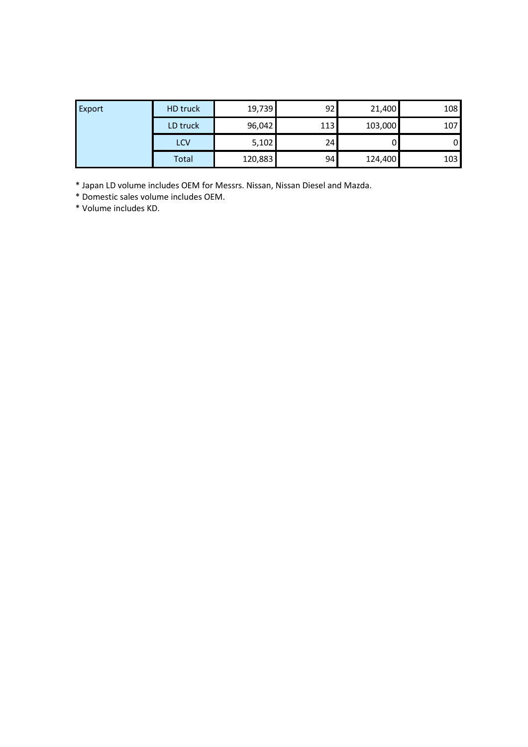| | | | | | |
|---|---|---|---|---|---|
| Export | HD truck | 19,739 | 92 | 21,400 | 108 |
| | LD truck | 96,042 | 113 | 103,000 | 107 |
| | LCV | 5,102 | 24 | 0 | 0 |
| | Total | 120,883 | 94 | 124,400 | 103 |

* Japan LD volume includes OEM for Messrs. Nissan, Nissan Diesel and Mazda.
* Domestic sales volume includes OEM.
* Volume includes KD.